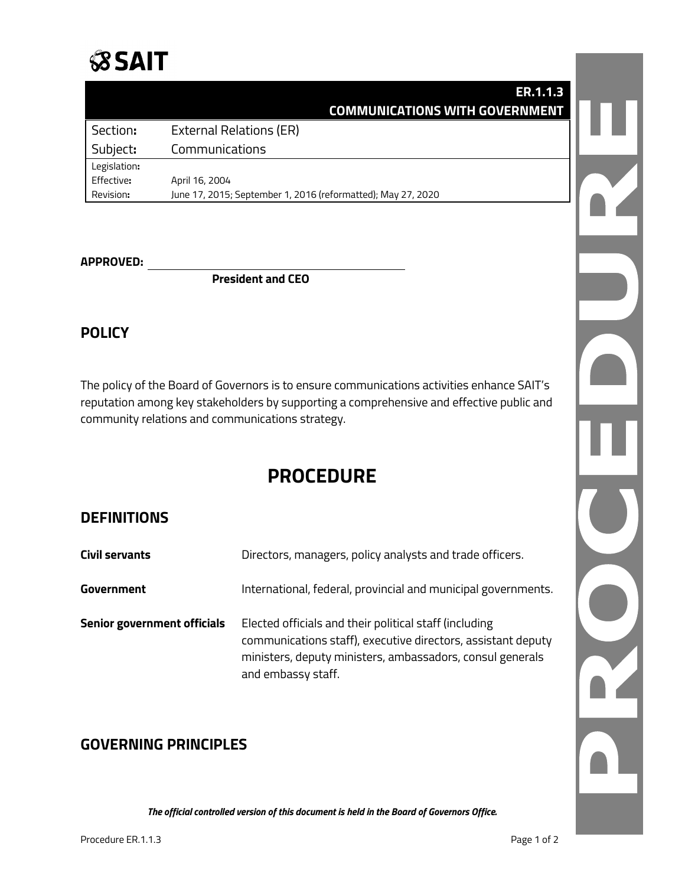# SAIT

| | ER.1.1.3 COMMUNICATIONS WITH GOVERNMENT |
|---|---|
| Section: | External Relations (ER) |
| Subject: | Communications |
| Legislation: | |
| Effective: | April 16, 2004 |
| Revision: | June 17, 2015; September 1, 2016 (reformatted); May 27, 2020 |

**APPROVED:** ______________________________

**President and CEO**

## POLICY

The policy of the Board of Governors is to ensure communications activities enhance SAIT's reputation among key stakeholders by supporting a comprehensive and effective public and community relations and communications strategy.

# PROCEDURE

## DEFINITIONS

| | |
|---|---|
| **Civil servants** | Directors, managers, policy analysts and trade officers. |
| **Government** | International, federal, provincial and municipal governments. |
| **Senior government officials** | Elected officials and their political staff (including communications staff), executive directors, assistant deputy ministers, deputy ministers, ambassadors, consul generals and embassy staff. |

## GOVERNING PRINCIPLES

*The official controlled version of this document is held in the Board of Governors Office.*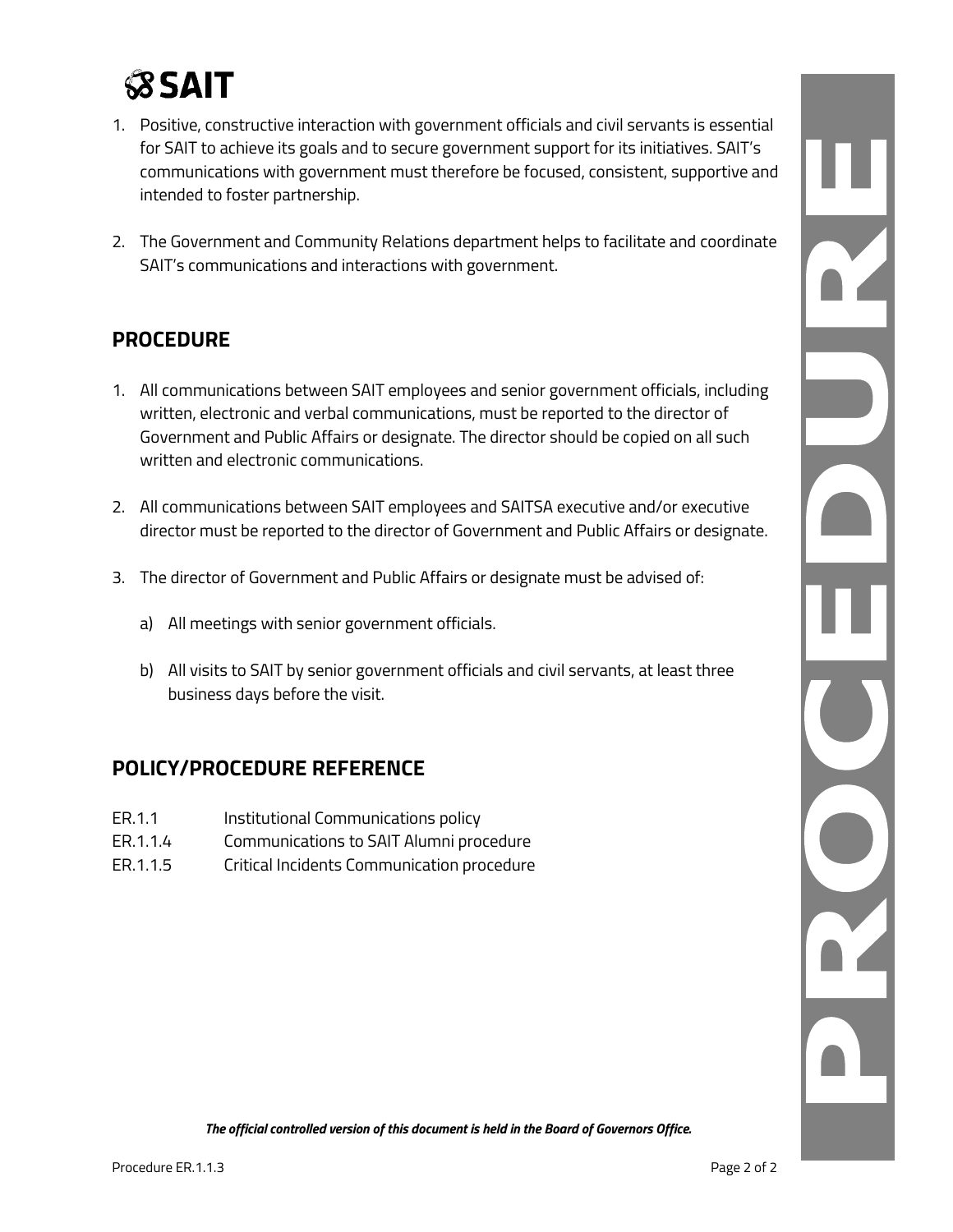1. Positive, constructive interaction with government officials and civil servants is essential for SAIT to achieve its goals and to secure government support for its initiatives. SAIT's communications with government must therefore be focused, consistent, supportive and intended to foster partnership.

2. The Government and Community Relations department helps to facilitate and coordinate SAIT's communications and interactions with government.

## PROCEDURE

1. All communications between SAIT employees and senior government officials, including written, electronic and verbal communications, must be reported to the director of Government and Public Affairs or designate. The director should be copied on all such written and electronic communications.

2. All communications between SAIT employees and SAITSA executive and/or executive director must be reported to the director of Government and Public Affairs or designate.

3. The director of Government and Public Affairs or designate must be advised of:

   a) All meetings with senior government officials.

   b) All visits to SAIT by senior government officials and civil servants, at least three business days before the visit.

## POLICY/PROCEDURE REFERENCE

| | |
|---|---|
| ER.1.1 | Institutional Communications policy |
| ER.1.1.4 | Communications to SAIT Alumni procedure |
| ER.1.1.5 | Critical Incidents Communication procedure |

*The official controlled version of this document is held in the Board of Governors Office.*